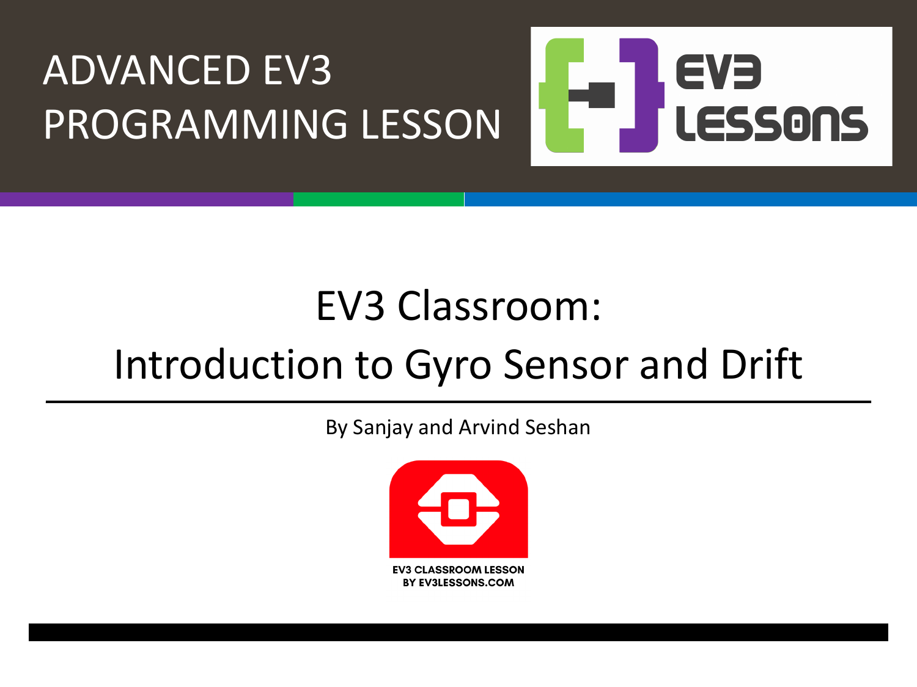# ADVANCED EV3 PROGRAMMING LESSON

EV3 LESSONS

# EV3 Classroom: Introduction to Gyro Sensor and Drift

By Sanjay and Arvind Seshan

EV3 CLASSROOM LESSON
BY EV3LESSONS.COM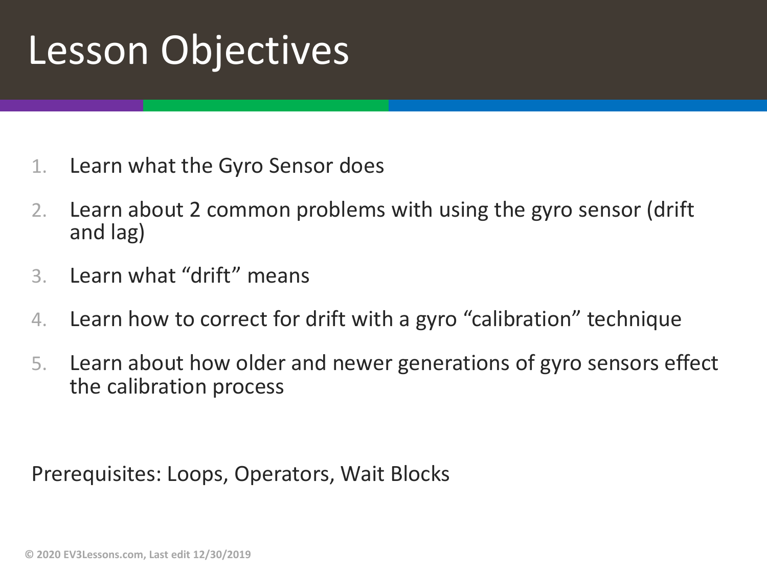# Lesson Objectives

1. Learn what the Gyro Sensor does
2. Learn about 2 common problems with using the gyro sensor (drift and lag)
3. Learn what "drift" means
4. Learn how to correct for drift with a gyro "calibration" technique
5. Learn about how older and newer generations of gyro sensors effect the calibration process

Prerequisites: Loops, Operators, Wait Blocks

© 2020 EV3Lessons.com, Last edit 12/30/2019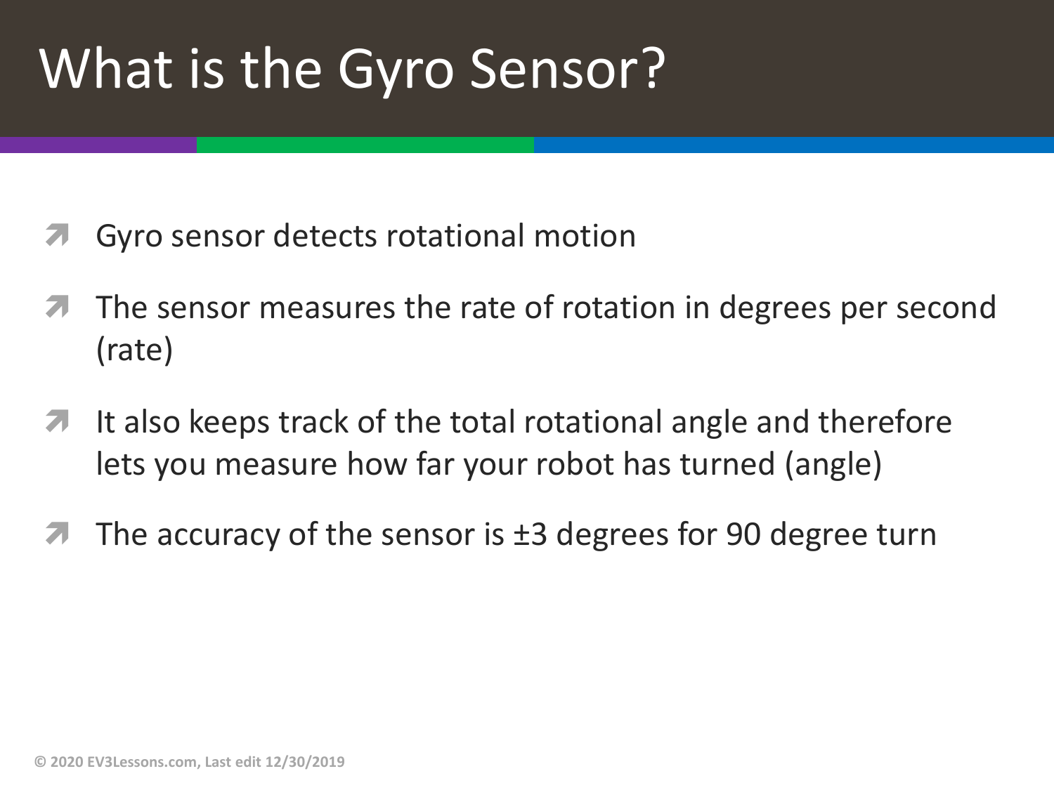# What is the Gyro Sensor?

- Gyro sensor detects rotational motion
- The sensor measures the rate of rotation in degrees per second (rate)
- It also keeps track of the total rotational angle and therefore lets you measure how far your robot has turned (angle)
- The accuracy of the sensor is ±3 degrees for 90 degree turn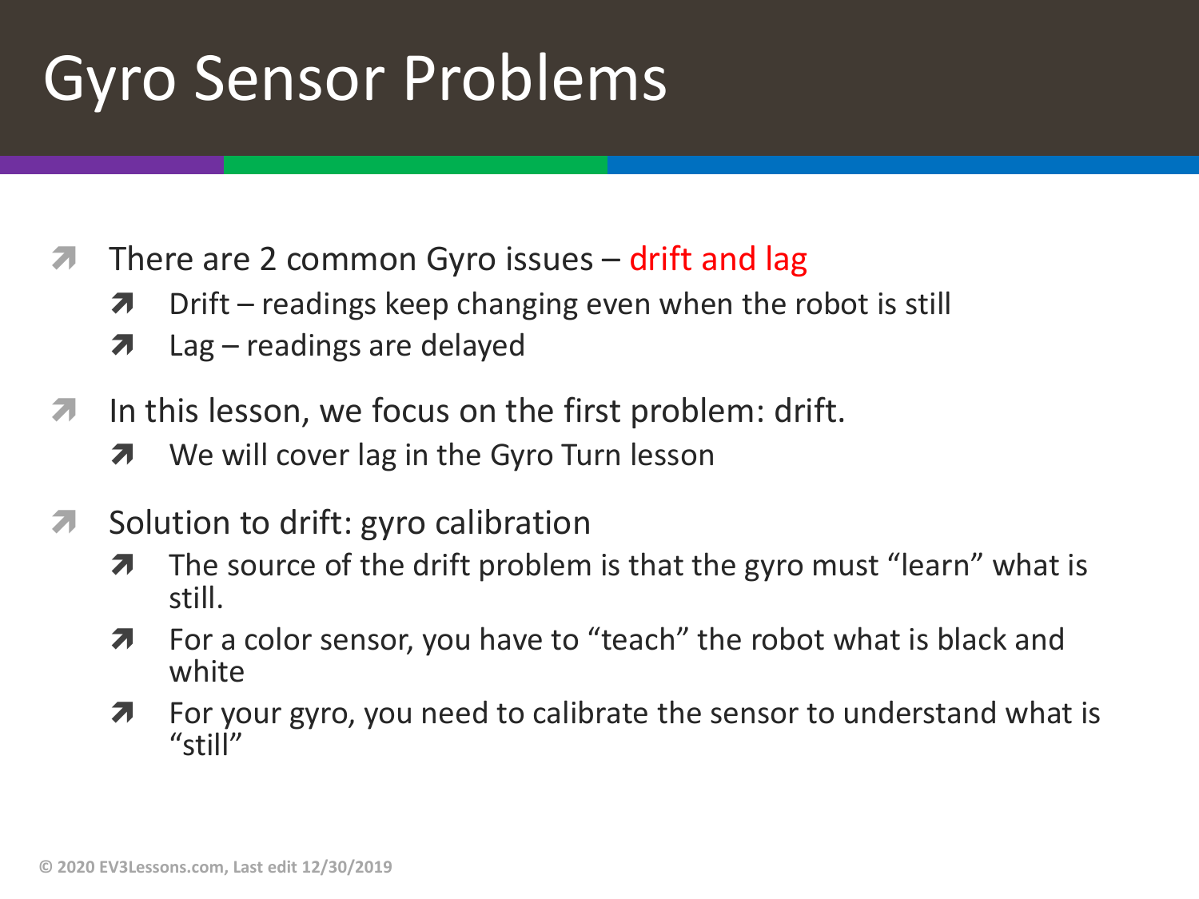# Gyro Sensor Problems

- There are 2 common Gyro issues – drift and lag
  - Drift – readings keep changing even when the robot is still
  - Lag – readings are delayed
- In this lesson, we focus on the first problem: drift.
  - We will cover lag in the Gyro Turn lesson
- Solution to drift: gyro calibration
  - The source of the drift problem is that the gyro must "learn" what is still.
  - For a color sensor, you have to "teach" the robot what is black and white
  - For your gyro, you need to calibrate the sensor to understand what is "still"

© 2020 EV3Lessons.com, Last edit 12/30/2019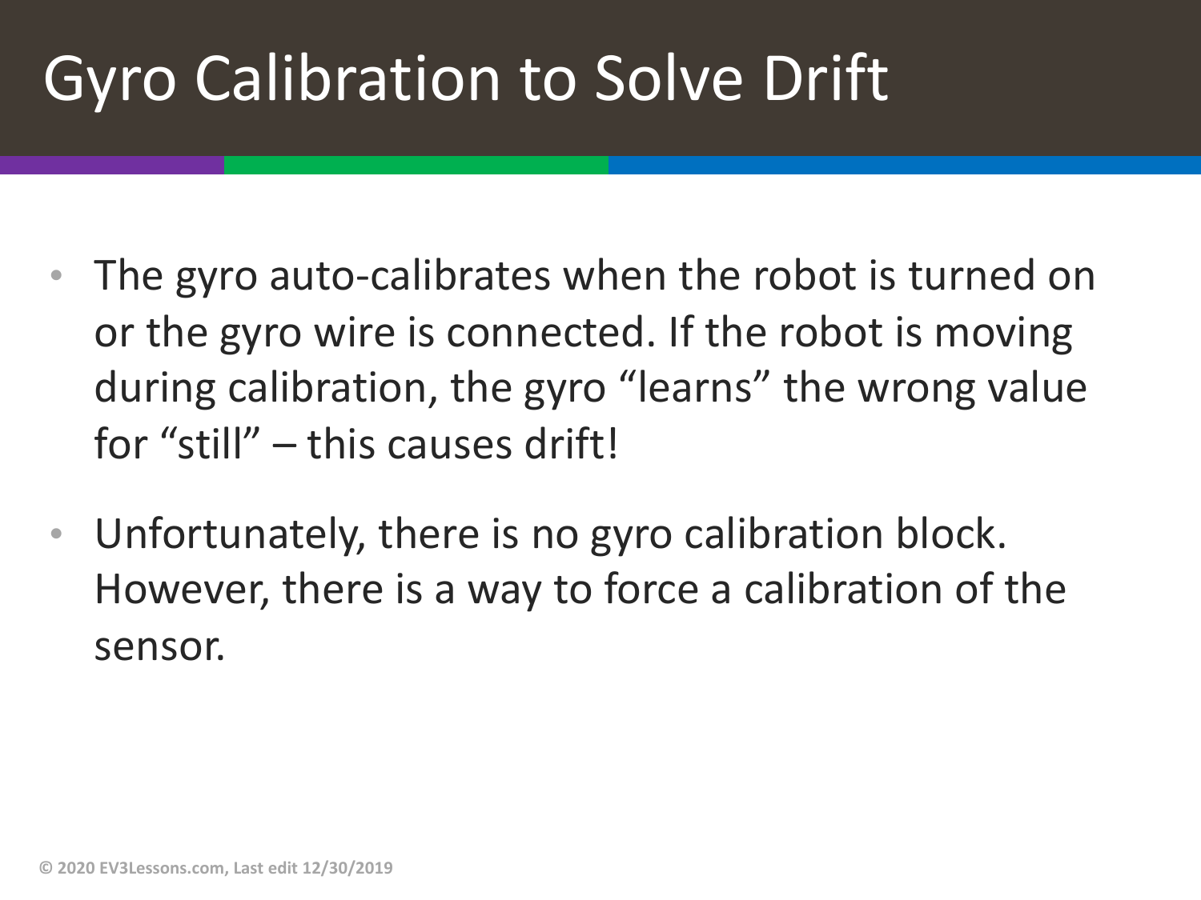# Gyro Calibration to Solve Drift

- The gyro auto-calibrates when the robot is turned on or the gyro wire is connected. If the robot is moving during calibration, the gyro "learns" the wrong value for "still" – this causes drift!
- Unfortunately, there is no gyro calibration block. However, there is a way to force a calibration of the sensor.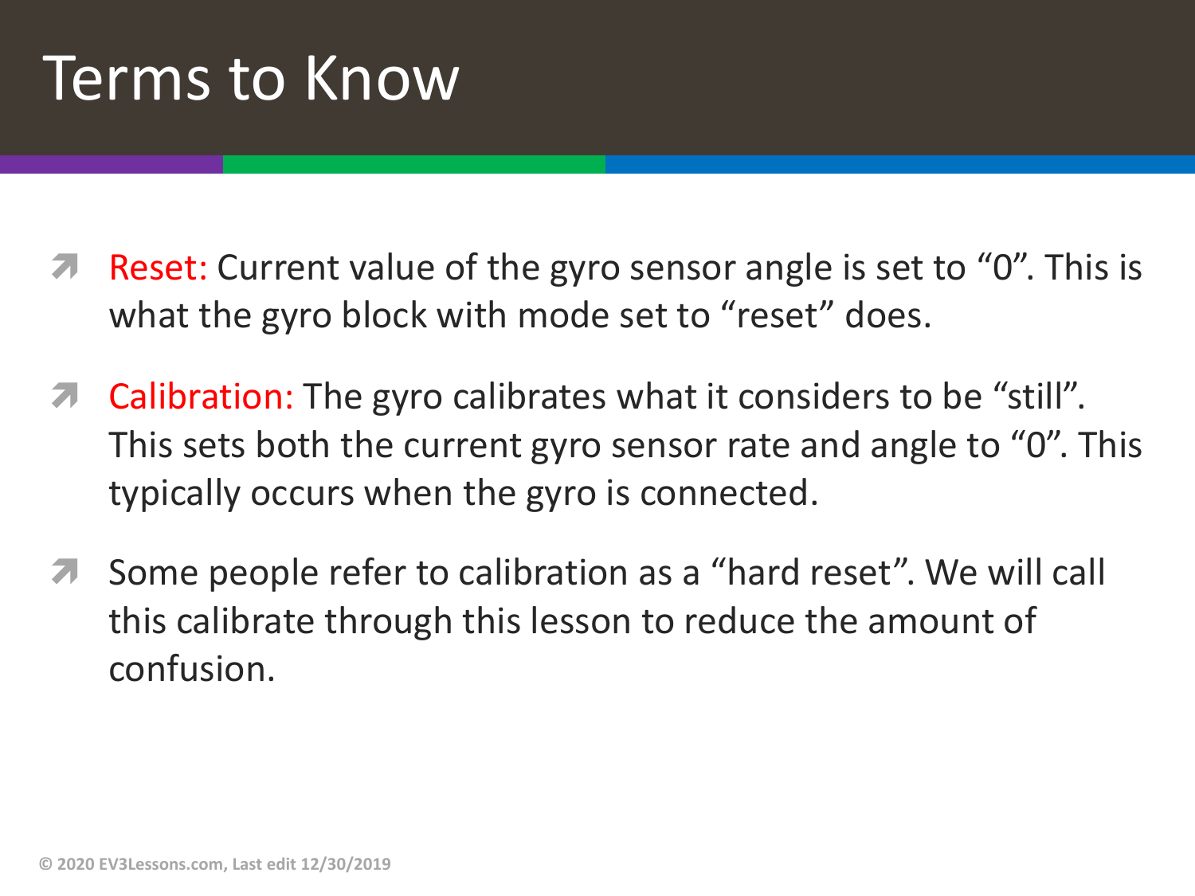# Terms to Know

- Reset: Current value of the gyro sensor angle is set to “0”. This is what the gyro block with mode set to “reset” does.
- Calibration: The gyro calibrates what it considers to be “still”. This sets both the current gyro sensor rate and angle to “0”. This typically occurs when the gyro is connected.
- Some people refer to calibration as a “hard reset”. We will call this calibrate through this lesson to reduce the amount of confusion.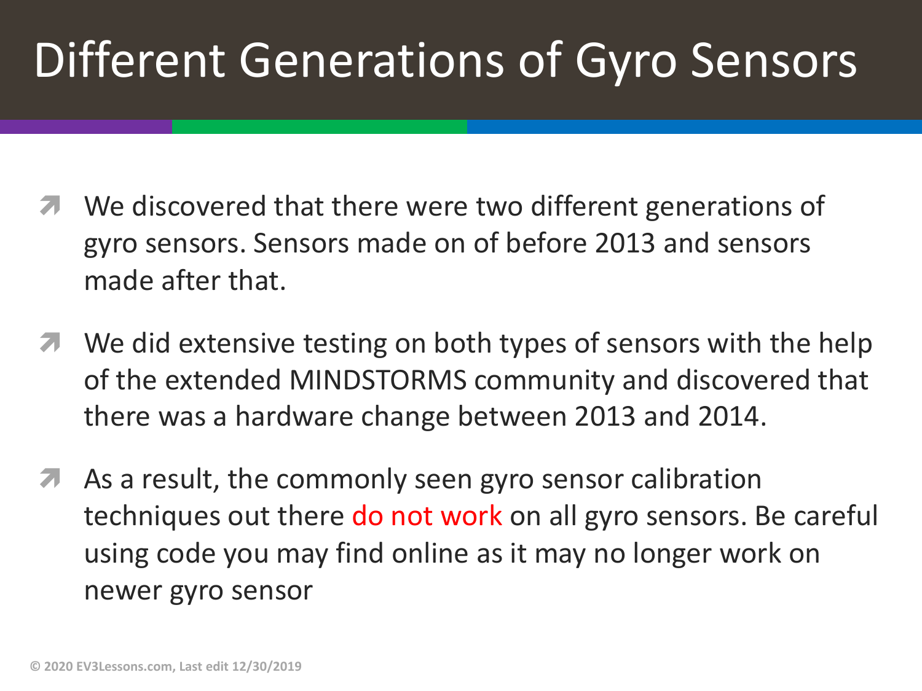# Different Generations of Gyro Sensors

- We discovered that there were two different generations of gyro sensors. Sensors made on of before 2013 and sensors made after that.
- We did extensive testing on both types of sensors with the help of the extended MINDSTORMS community and discovered that there was a hardware change between 2013 and 2014.
- As a result, the commonly seen gyro sensor calibration techniques out there do not work on all gyro sensors. Be careful using code you may find online as it may no longer work on newer gyro sensor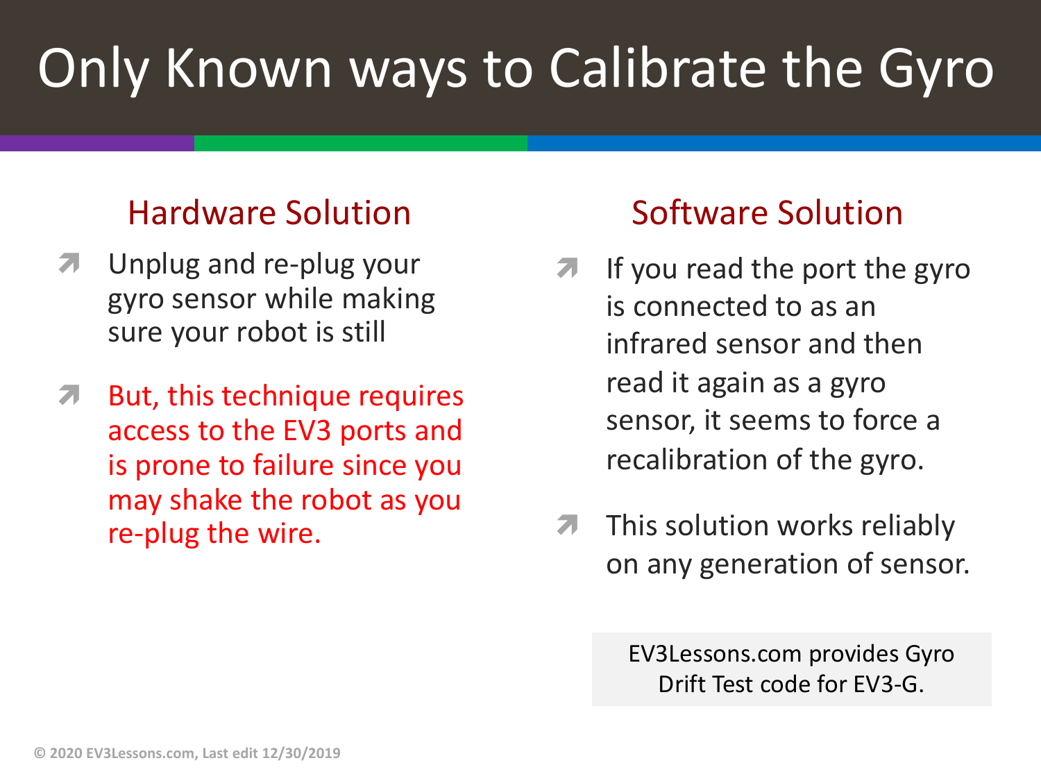# Only Known ways to Calibrate the Gyro

## Hardware Solution

- Unplug and re-plug your gyro sensor while making sure your robot is still
- But, this technique requires access to the EV3 ports and is prone to failure since you may shake the robot as you re-plug the wire.

## Software Solution

- If you read the port the gyro is connected to as an infrared sensor and then read it again as a gyro sensor, it seems to force a recalibration of the gyro.
- This solution works reliably on any generation of sensor.

EV3Lessons.com provides Gyro Drift Test code for EV3-G.

© 2020 EV3Lessons.com, Last edit 12/30/2019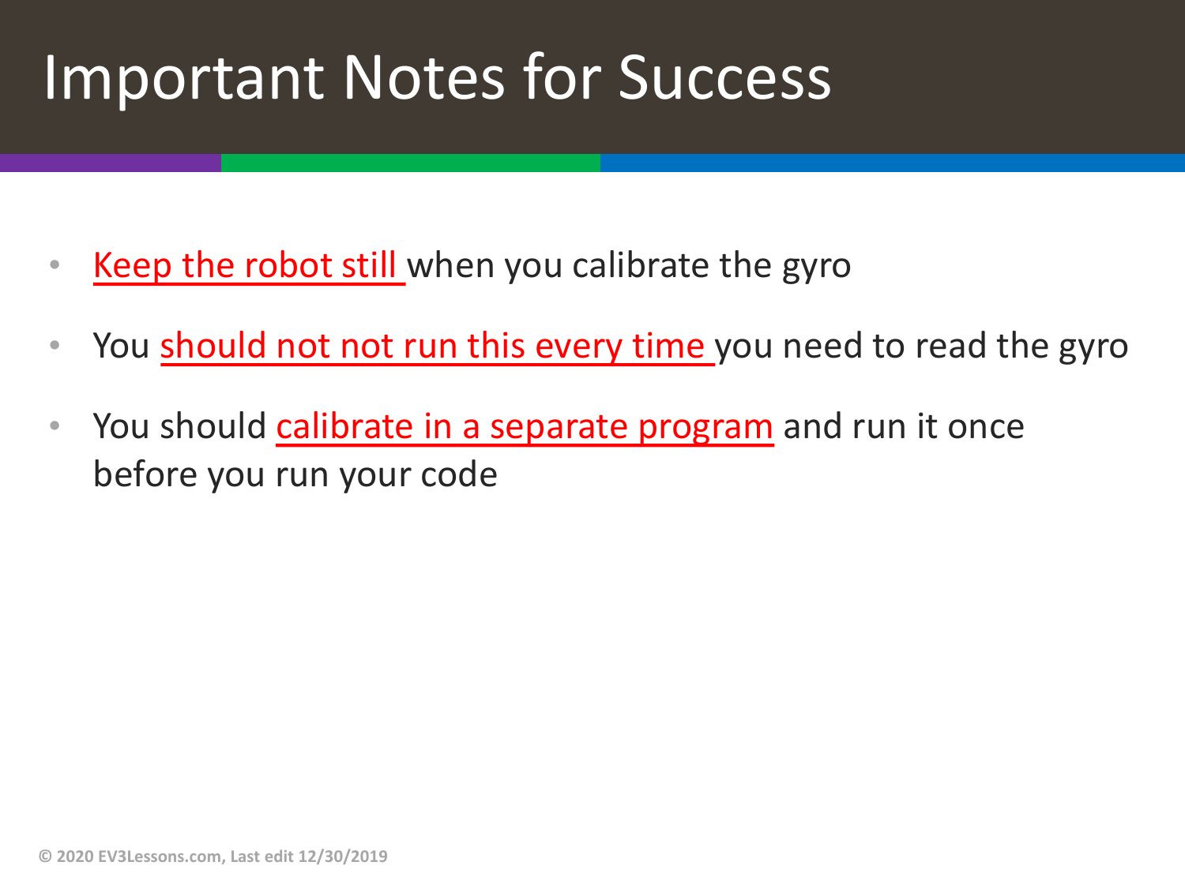# Important Notes for Success

- Keep the robot still when you calibrate the gyro
- You should not not run this every time you need to read the gyro
- You should calibrate in a separate program and run it once before you run your code

© 2020 EV3Lessons.com, Last edit 12/30/2019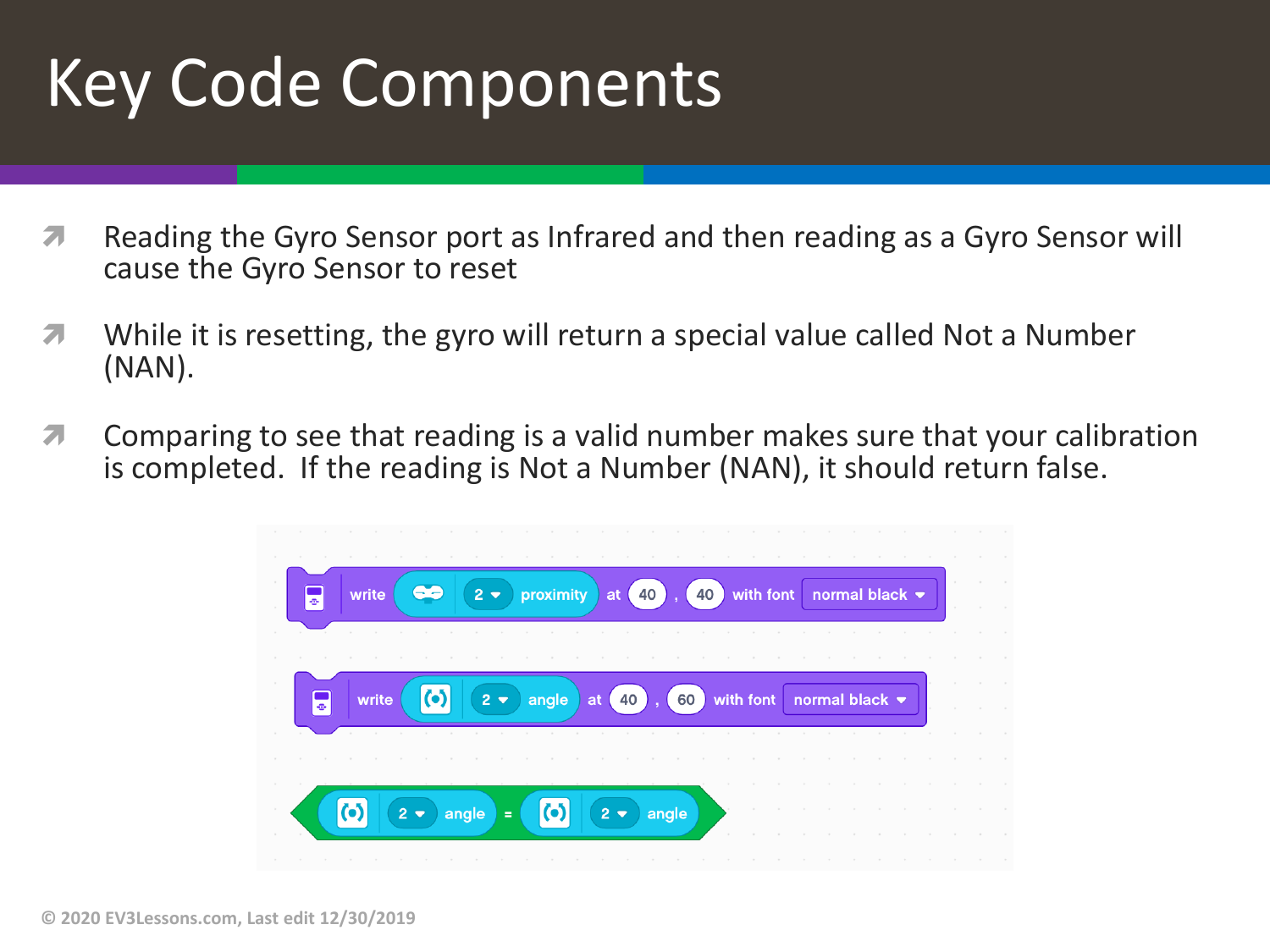# Key Code Components

- Reading the Gyro Sensor port as Infrared and then reading as a Gyro Sensor will cause the Gyro Sensor to reset
- While it is resetting, the gyro will return a special value called Not a Number (NAN).
- Comparing to see that reading is a valid number makes sure that your calibration is completed. If the reading is Not a Number (NAN), it should return false.

```
write [2 proximity] at 40 , 40 with font normal black
write [2 angle] at 40 , 60 with font normal black
<[2 angle] = [2 angle]>
```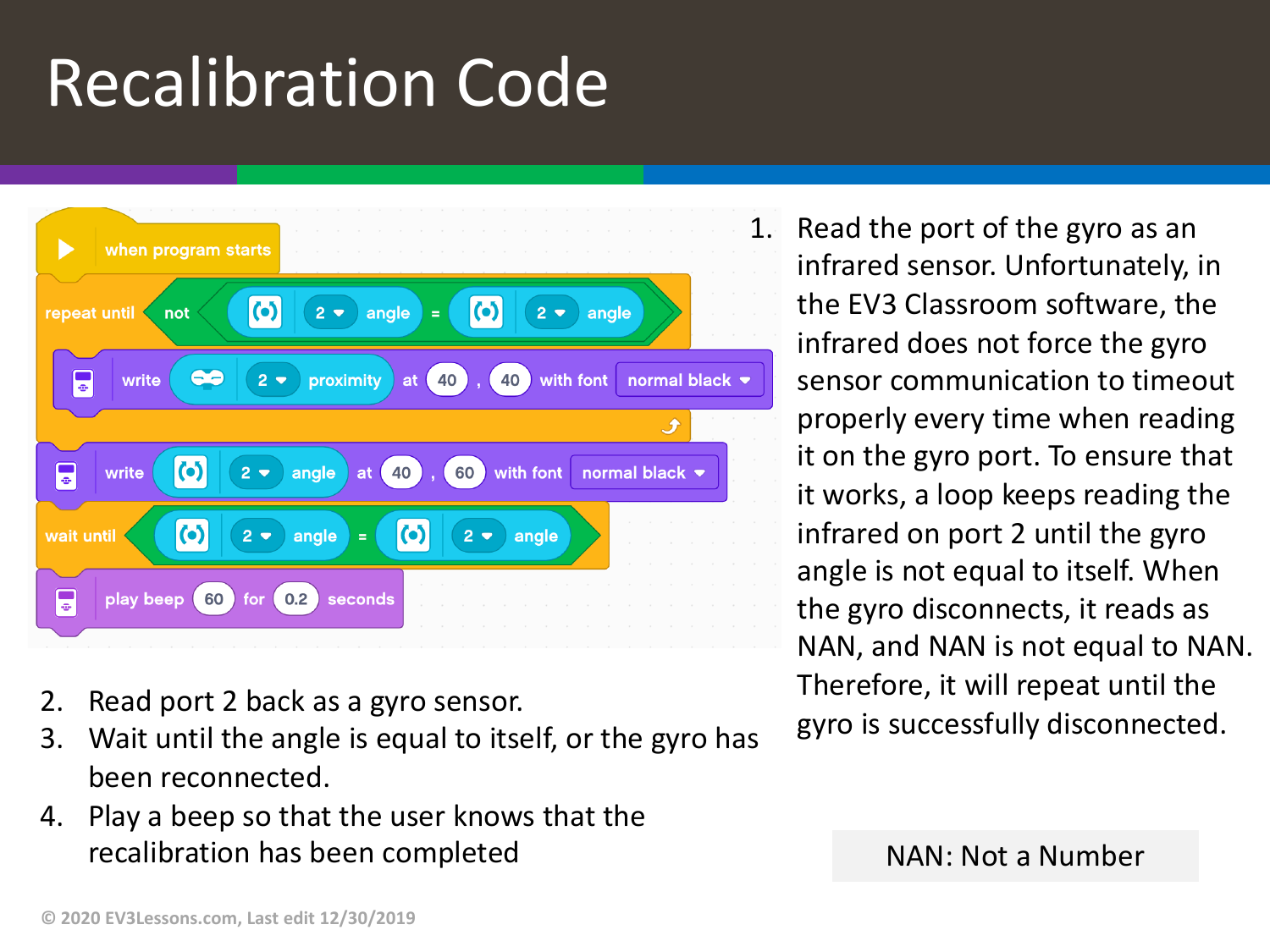# Recalibration Code

```
when program starts
repeat until not ( (2) angle = (2) angle )
    write (2) proximity at 40 , 40 with font normal black
write (2) angle at 40 , 60 with font normal black
wait until ( (2) angle = (2) angle )
play beep 60 for 0.2 seconds
```

1. Read the port of the gyro as an infrared sensor. Unfortunately, in the EV3 Classroom software, the infrared does not force the gyro sensor communication to timeout properly every time when reading it on the gyro port. To ensure that it works, a loop keeps reading the infrared on port 2 until the gyro angle is not equal to itself. When the gyro disconnects, it reads as NAN, and NAN is not equal to NAN. Therefore, it will repeat until the gyro is successfully disconnected.
2. Read port 2 back as a gyro sensor.
3. Wait until the angle is equal to itself, or the gyro has been reconnected.
4. Play a beep so that the user knows that the recalibration has been completed

NAN: Not a Number

© 2020 EV3Lessons.com, Last edit 12/30/2019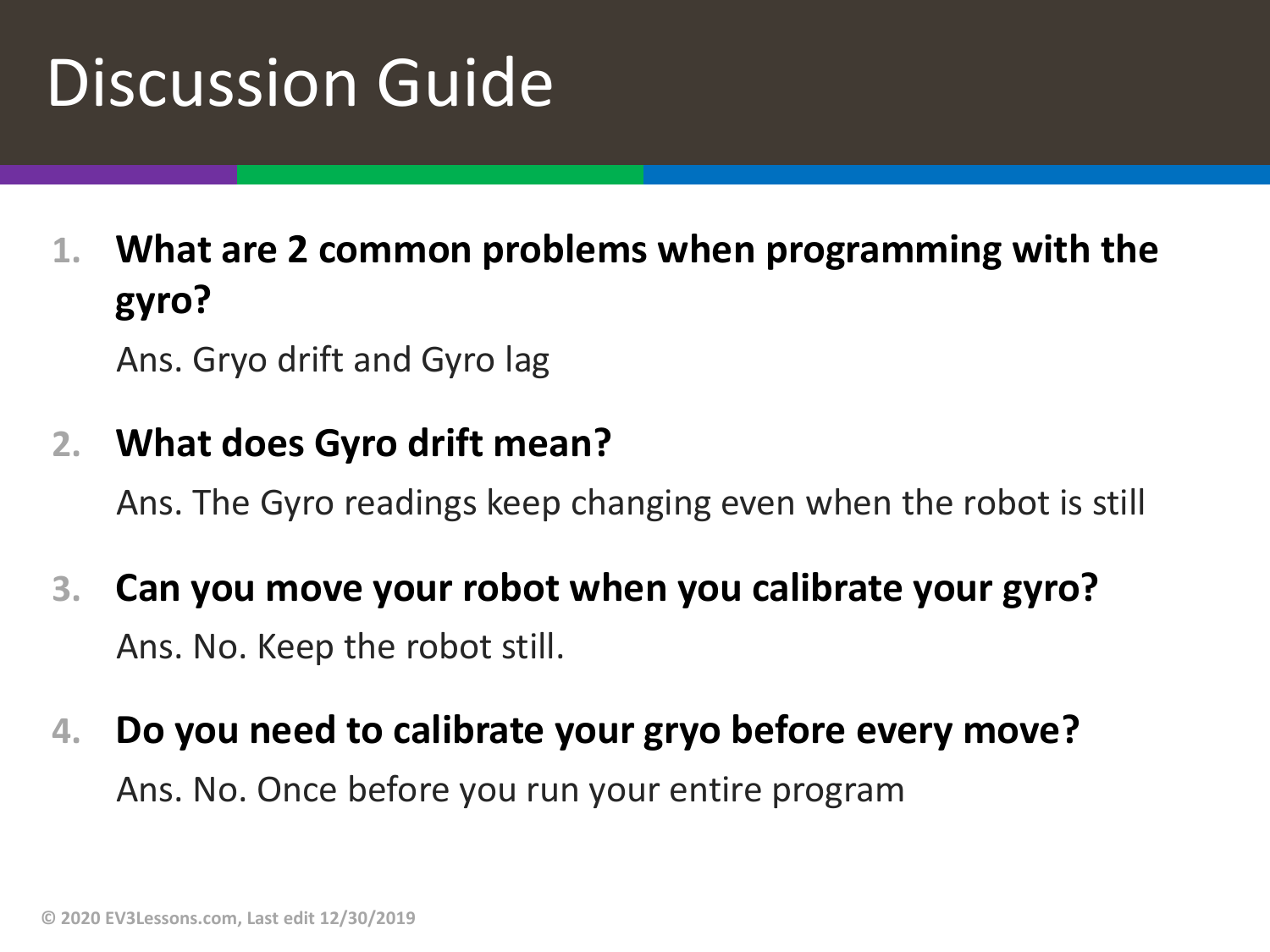# Discussion Guide

1. **What are 2 common problems when programming with the gyro?**

   Ans. Gryo drift and Gyro lag

2. **What does Gyro drift mean?**

   Ans. The Gyro readings keep changing even when the robot is still

3. **Can you move your robot when you calibrate your gyro?**

   Ans. No. Keep the robot still.

4. **Do you need to calibrate your gryo before every move?**

   Ans. No. Once before you run your entire program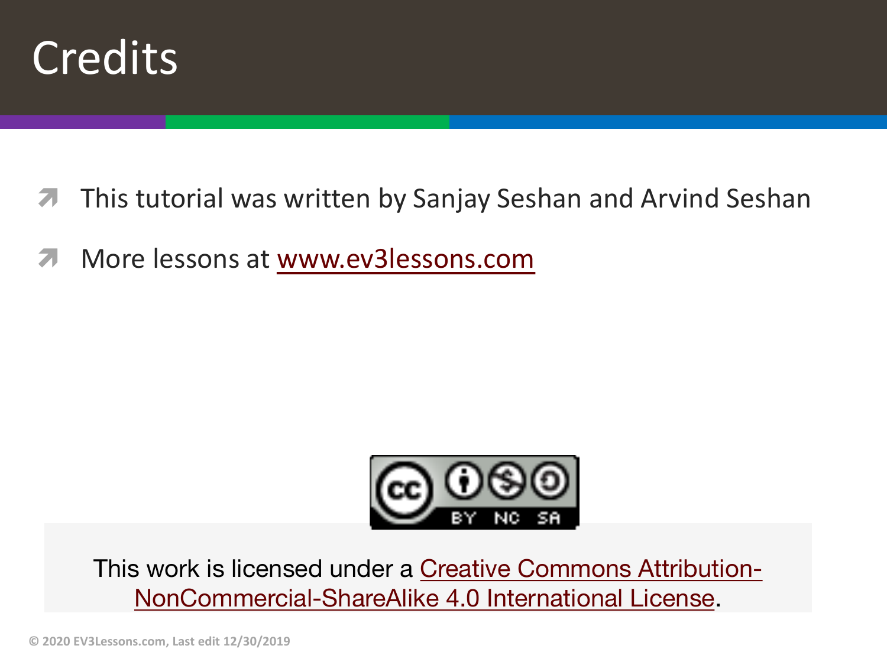# Credits

- This tutorial was written by Sanjay Seshan and Arvind Seshan
- More lessons at www.ev3lessons.com

This work is licensed under a Creative Commons Attribution-NonCommercial-ShareAlike 4.0 International License.

© 2020 EV3Lessons.com, Last edit 12/30/2019